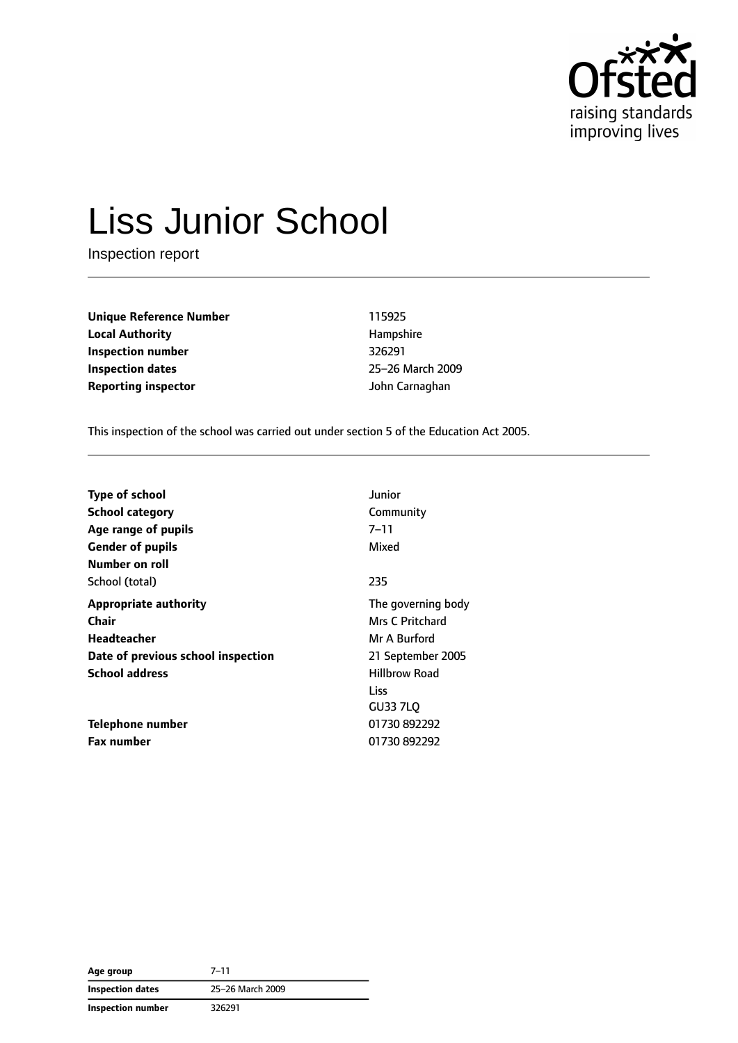Ofsted
raising standards
improving lives

# Liss Junior School

Inspection report

| | |
|---|---|
| **Unique Reference Number** | 115925 |
| **Local Authority** | Hampshire |
| **Inspection number** | 326291 |
| **Inspection dates** | 25–26 March 2009 |
| **Reporting inspector** | John Carnaghan |

This inspection of the school was carried out under section 5 of the Education Act 2005.

| | |
|---|---|
| **Type of school** | Junior |
| **School category** | Community |
| **Age range of pupils** | 7–11 |
| **Gender of pupils** | Mixed |
| **Number on roll** | |
| School (total) | 235 |
| **Appropriate authority** | The governing body |
| **Chair** | Mrs C Pritchard |
| **Headteacher** | Mr A Burford |
| **Date of previous school inspection** | 21 September 2005 |
| **School address** | Hillbrow Road<br>Liss<br>GU33 7LQ |
| **Telephone number** | 01730 892292 |
| **Fax number** | 01730 892292 |

| | |
|---|---|
| **Age group** | 7–11 |
| **Inspection dates** | 25–26 March 2009 |
| **Inspection number** | 326291 |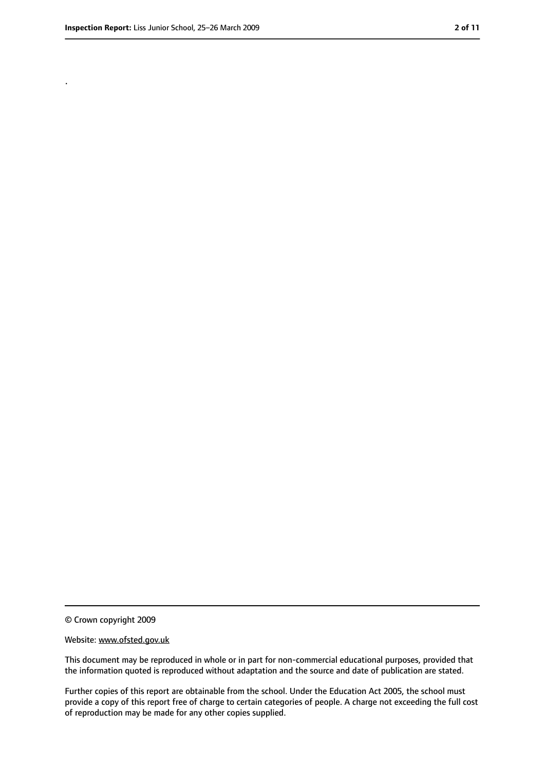.

© Crown copyright 2009

Website: www.ofsted.gov.uk

This document may be reproduced in whole or in part for non-commercial educational purposes, provided that the information quoted is reproduced without adaptation and the source and date of publication are stated.

Further copies of this report are obtainable from the school. Under the Education Act 2005, the school must provide a copy of this report free of charge to certain categories of people. A charge not exceeding the full cost of reproduction may be made for any other copies supplied.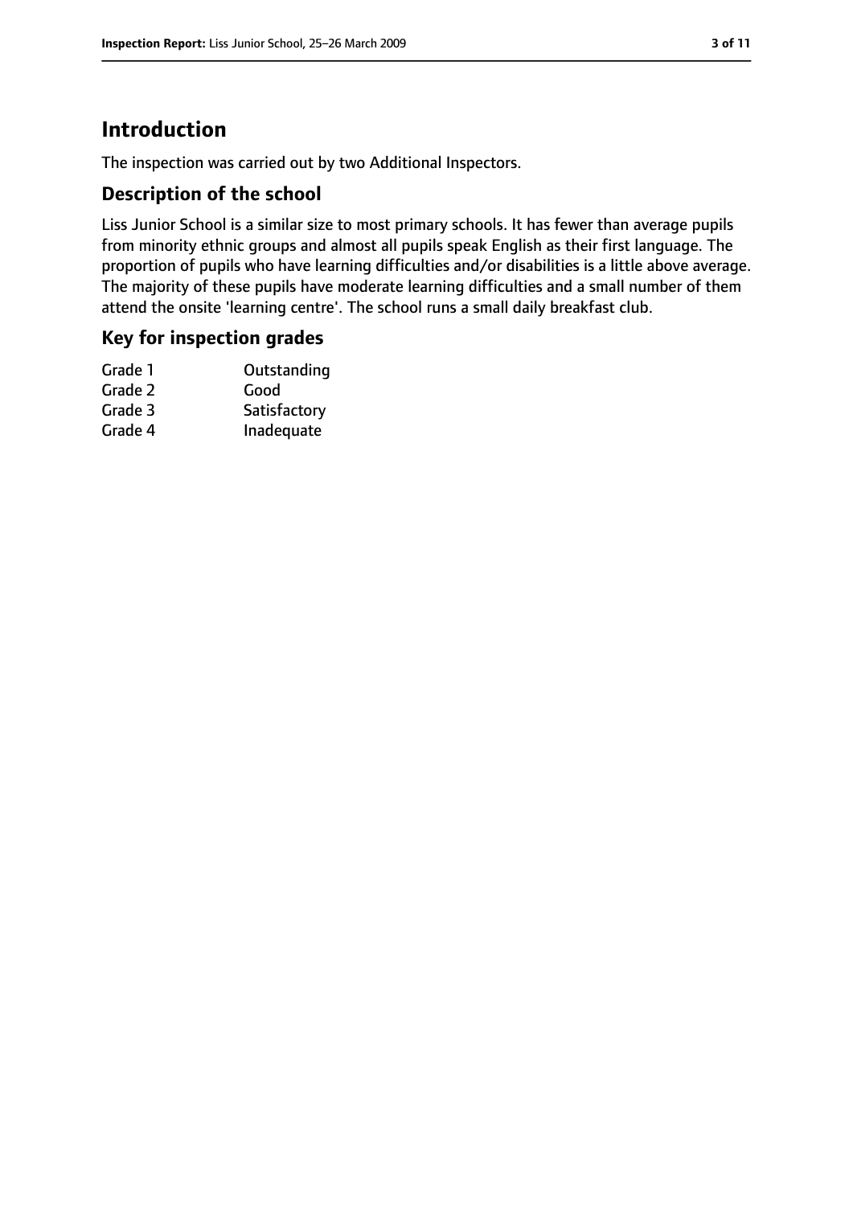# Introduction

The inspection was carried out by two Additional Inspectors.

## Description of the school

Liss Junior School is a similar size to most primary schools. It has fewer than average pupils from minority ethnic groups and almost all pupils speak English as their first language. The proportion of pupils who have learning difficulties and/or disabilities is a little above average. The majority of these pupils have moderate learning difficulties and a small number of them attend the onsite 'learning centre'. The school runs a small daily breakfast club.

## Key for inspection grades

| | |
|---|---|
| Grade 1 | Outstanding |
| Grade 2 | Good |
| Grade 3 | Satisfactory |
| Grade 4 | Inadequate |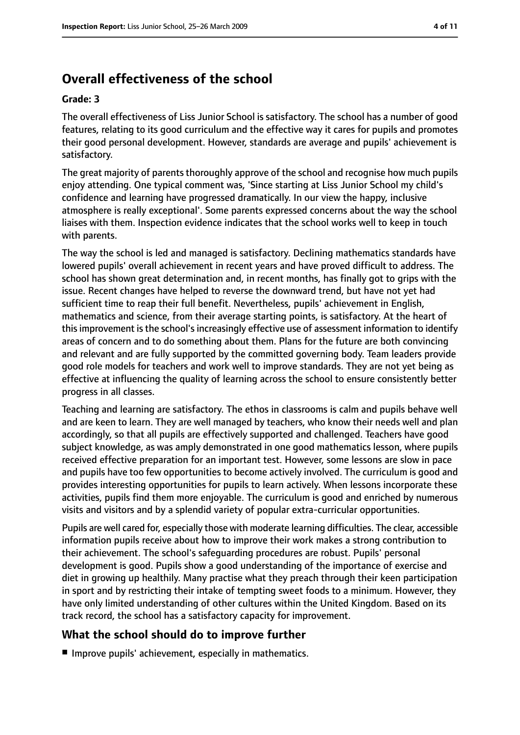## Overall effectiveness of the school

**Grade: 3**

The overall effectiveness of Liss Junior School is satisfactory. The school has a number of good features, relating to its good curriculum and the effective way it cares for pupils and promotes their good personal development. However, standards are average and pupils' achievement is satisfactory.

The great majority of parents thoroughly approve of the school and recognise how much pupils enjoy attending. One typical comment was, 'Since starting at Liss Junior School my child's confidence and learning have progressed dramatically. In our view the happy, inclusive atmosphere is really exceptional'. Some parents expressed concerns about the way the school liaises with them. Inspection evidence indicates that the school works well to keep in touch with parents.

The way the school is led and managed is satisfactory. Declining mathematics standards have lowered pupils' overall achievement in recent years and have proved difficult to address. The school has shown great determination and, in recent months, has finally got to grips with the issue. Recent changes have helped to reverse the downward trend, but have not yet had sufficient time to reap their full benefit. Nevertheless, pupils' achievement in English, mathematics and science, from their average starting points, is satisfactory. At the heart of this improvement is the school's increasingly effective use of assessment information to identify areas of concern and to do something about them. Plans for the future are both convincing and relevant and are fully supported by the committed governing body. Team leaders provide good role models for teachers and work well to improve standards. They are not yet being as effective at influencing the quality of learning across the school to ensure consistently better progress in all classes.

Teaching and learning are satisfactory. The ethos in classrooms is calm and pupils behave well and are keen to learn. They are well managed by teachers, who know their needs well and plan accordingly, so that all pupils are effectively supported and challenged. Teachers have good subject knowledge, as was amply demonstrated in one good mathematics lesson, where pupils received effective preparation for an important test. However, some lessons are slow in pace and pupils have too few opportunities to become actively involved. The curriculum is good and provides interesting opportunities for pupils to learn actively. When lessons incorporate these activities, pupils find them more enjoyable. The curriculum is good and enriched by numerous visits and visitors and by a splendid variety of popular extra-curricular opportunities.

Pupils are well cared for, especially those with moderate learning difficulties. The clear, accessible information pupils receive about how to improve their work makes a strong contribution to their achievement. The school's safeguarding procedures are robust. Pupils' personal development is good. Pupils show a good understanding of the importance of exercise and diet in growing up healthily. Many practise what they preach through their keen participation in sport and by restricting their intake of tempting sweet foods to a minimum. However, they have only limited understanding of other cultures within the United Kingdom. Based on its track record, the school has a satisfactory capacity for improvement.

## What the school should do to improve further

- Improve pupils' achievement, especially in mathematics.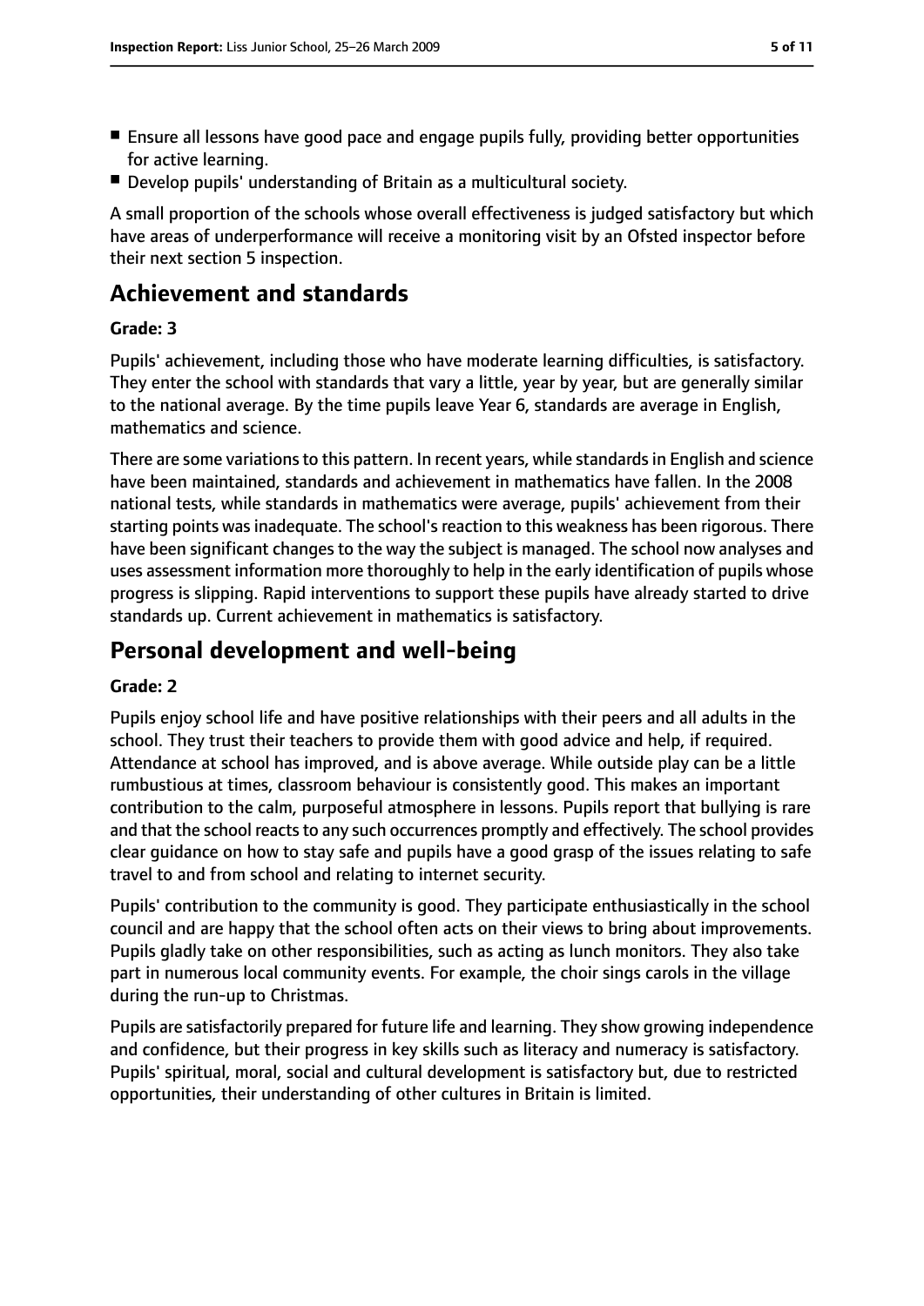- Ensure all lessons have good pace and engage pupils fully, providing better opportunities for active learning.
- Develop pupils' understanding of Britain as a multicultural society.

A small proportion of the schools whose overall effectiveness is judged satisfactory but which have areas of underperformance will receive a monitoring visit by an Ofsted inspector before their next section 5 inspection.

## Achievement and standards

**Grade: 3**

Pupils' achievement, including those who have moderate learning difficulties, is satisfactory. They enter the school with standards that vary a little, year by year, but are generally similar to the national average. By the time pupils leave Year 6, standards are average in English, mathematics and science.

There are some variations to this pattern. In recent years, while standards in English and science have been maintained, standards and achievement in mathematics have fallen. In the 2008 national tests, while standards in mathematics were average, pupils' achievement from their starting points was inadequate. The school's reaction to this weakness has been rigorous. There have been significant changes to the way the subject is managed. The school now analyses and uses assessment information more thoroughly to help in the early identification of pupils whose progress is slipping. Rapid interventions to support these pupils have already started to drive standards up. Current achievement in mathematics is satisfactory.

## Personal development and well-being

**Grade: 2**

Pupils enjoy school life and have positive relationships with their peers and all adults in the school. They trust their teachers to provide them with good advice and help, if required. Attendance at school has improved, and is above average. While outside play can be a little rumbustious at times, classroom behaviour is consistently good. This makes an important contribution to the calm, purposeful atmosphere in lessons. Pupils report that bullying is rare and that the school reacts to any such occurrences promptly and effectively. The school provides clear guidance on how to stay safe and pupils have a good grasp of the issues relating to safe travel to and from school and relating to internet security.

Pupils' contribution to the community is good. They participate enthusiastically in the school council and are happy that the school often acts on their views to bring about improvements. Pupils gladly take on other responsibilities, such as acting as lunch monitors. They also take part in numerous local community events. For example, the choir sings carols in the village during the run-up to Christmas.

Pupils are satisfactorily prepared for future life and learning. They show growing independence and confidence, but their progress in key skills such as literacy and numeracy is satisfactory. Pupils' spiritual, moral, social and cultural development is satisfactory but, due to restricted opportunities, their understanding of other cultures in Britain is limited.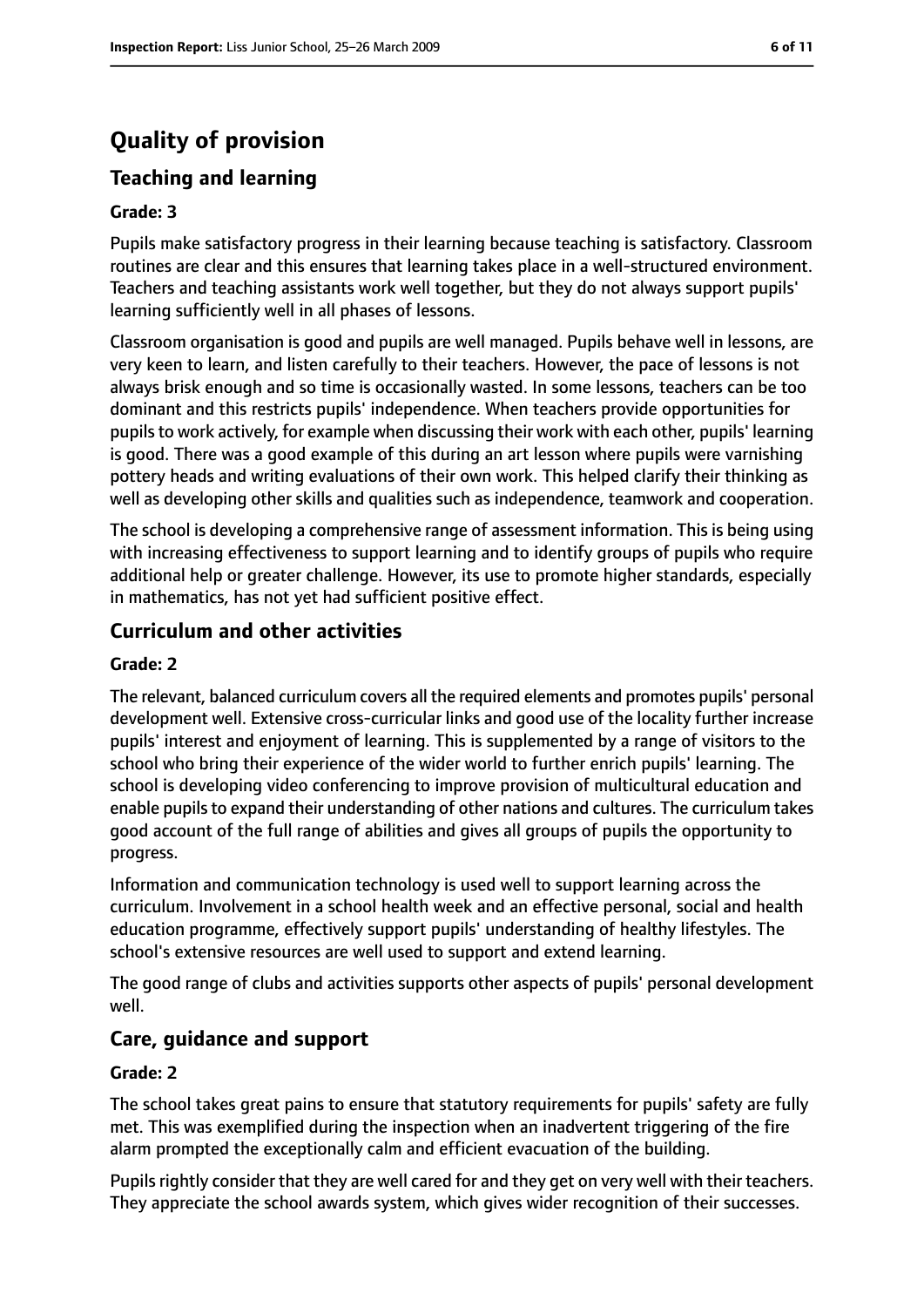# Quality of provision

## Teaching and learning

### Grade: 3

Pupils make satisfactory progress in their learning because teaching is satisfactory. Classroom routines are clear and this ensures that learning takes place in a well-structured environment. Teachers and teaching assistants work well together, but they do not always support pupils' learning sufficiently well in all phases of lessons.

Classroom organisation is good and pupils are well managed. Pupils behave well in lessons, are very keen to learn, and listen carefully to their teachers. However, the pace of lessons is not always brisk enough and so time is occasionally wasted. In some lessons, teachers can be too dominant and this restricts pupils' independence. When teachers provide opportunities for pupils to work actively, for example when discussing their work with each other, pupils' learning is good. There was a good example of this during an art lesson where pupils were varnishing pottery heads and writing evaluations of their own work. This helped clarify their thinking as well as developing other skills and qualities such as independence, teamwork and cooperation.

The school is developing a comprehensive range of assessment information. This is being using with increasing effectiveness to support learning and to identify groups of pupils who require additional help or greater challenge. However, its use to promote higher standards, especially in mathematics, has not yet had sufficient positive effect.

## Curriculum and other activities

### Grade: 2

The relevant, balanced curriculum covers all the required elements and promotes pupils' personal development well. Extensive cross-curricular links and good use of the locality further increase pupils' interest and enjoyment of learning. This is supplemented by a range of visitors to the school who bring their experience of the wider world to further enrich pupils' learning. The school is developing video conferencing to improve provision of multicultural education and enable pupils to expand their understanding of other nations and cultures. The curriculum takes good account of the full range of abilities and gives all groups of pupils the opportunity to progress.

Information and communication technology is used well to support learning across the curriculum. Involvement in a school health week and an effective personal, social and health education programme, effectively support pupils' understanding of healthy lifestyles. The school's extensive resources are well used to support and extend learning.

The good range of clubs and activities supports other aspects of pupils' personal development well.

## Care, guidance and support

### Grade: 2

The school takes great pains to ensure that statutory requirements for pupils' safety are fully met. This was exemplified during the inspection when an inadvertent triggering of the fire alarm prompted the exceptionally calm and efficient evacuation of the building.

Pupils rightly consider that they are well cared for and they get on very well with their teachers. They appreciate the school awards system, which gives wider recognition of their successes.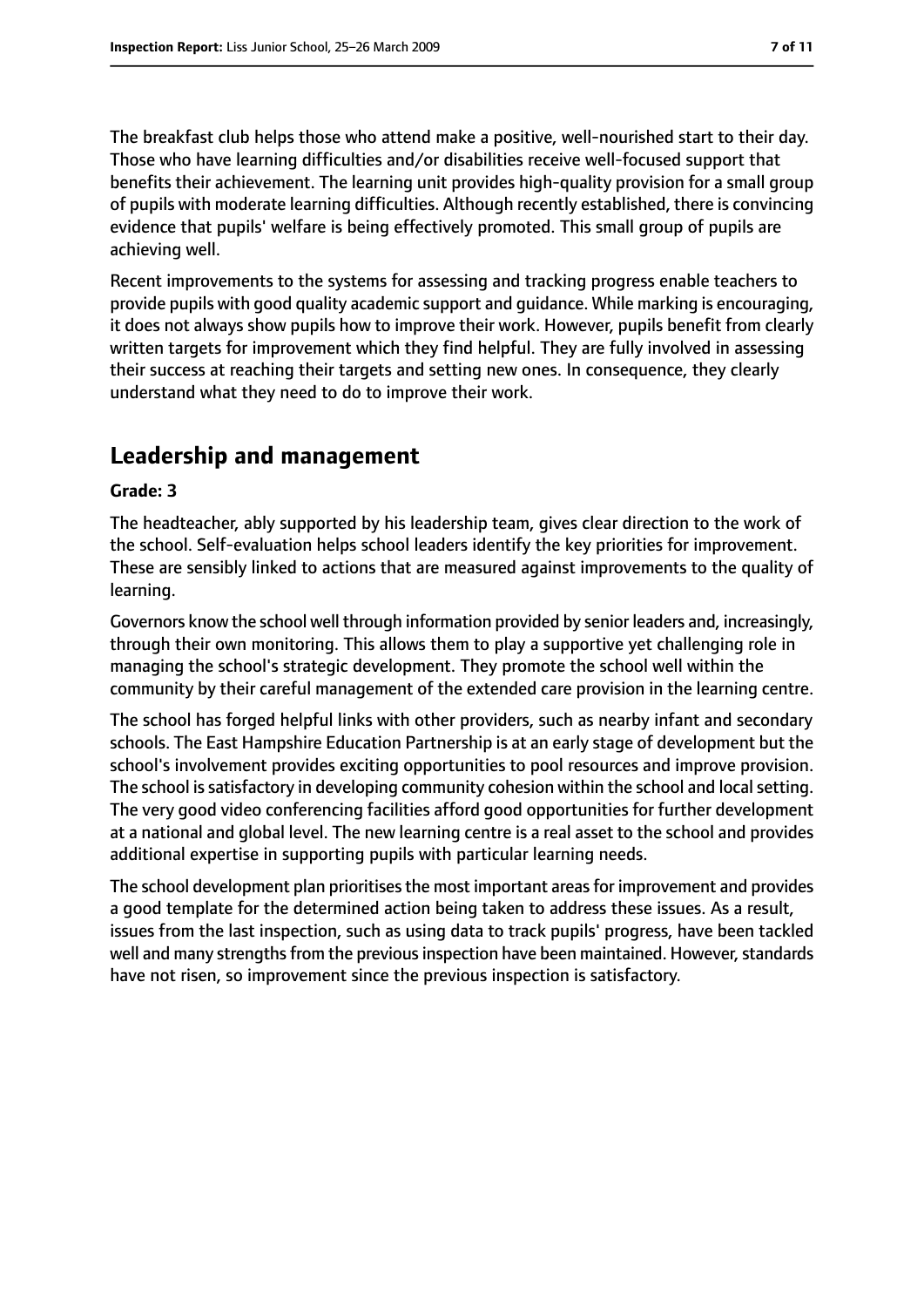The breakfast club helps those who attend make a positive, well-nourished start to their day. Those who have learning difficulties and/or disabilities receive well-focused support that benefits their achievement. The learning unit provides high-quality provision for a small group of pupils with moderate learning difficulties. Although recently established, there is convincing evidence that pupils' welfare is being effectively promoted. This small group of pupils are achieving well.

Recent improvements to the systems for assessing and tracking progress enable teachers to provide pupils with good quality academic support and guidance. While marking is encouraging, it does not always show pupils how to improve their work. However, pupils benefit from clearly written targets for improvement which they find helpful. They are fully involved in assessing their success at reaching their targets and setting new ones. In consequence, they clearly understand what they need to do to improve their work.

## Leadership and management

**Grade: 3**

The headteacher, ably supported by his leadership team, gives clear direction to the work of the school. Self-evaluation helps school leaders identify the key priorities for improvement. These are sensibly linked to actions that are measured against improvements to the quality of learning.

Governors know the school well through information provided by senior leaders and, increasingly, through their own monitoring. This allows them to play a supportive yet challenging role in managing the school's strategic development. They promote the school well within the community by their careful management of the extended care provision in the learning centre.

The school has forged helpful links with other providers, such as nearby infant and secondary schools. The East Hampshire Education Partnership is at an early stage of development but the school's involvement provides exciting opportunities to pool resources and improve provision. The school is satisfactory in developing community cohesion within the school and local setting. The very good video conferencing facilities afford good opportunities for further development at a national and global level. The new learning centre is a real asset to the school and provides additional expertise in supporting pupils with particular learning needs.

The school development plan prioritises the most important areas for improvement and provides a good template for the determined action being taken to address these issues. As a result, issues from the last inspection, such as using data to track pupils' progress, have been tackled well and many strengths from the previous inspection have been maintained. However, standards have not risen, so improvement since the previous inspection is satisfactory.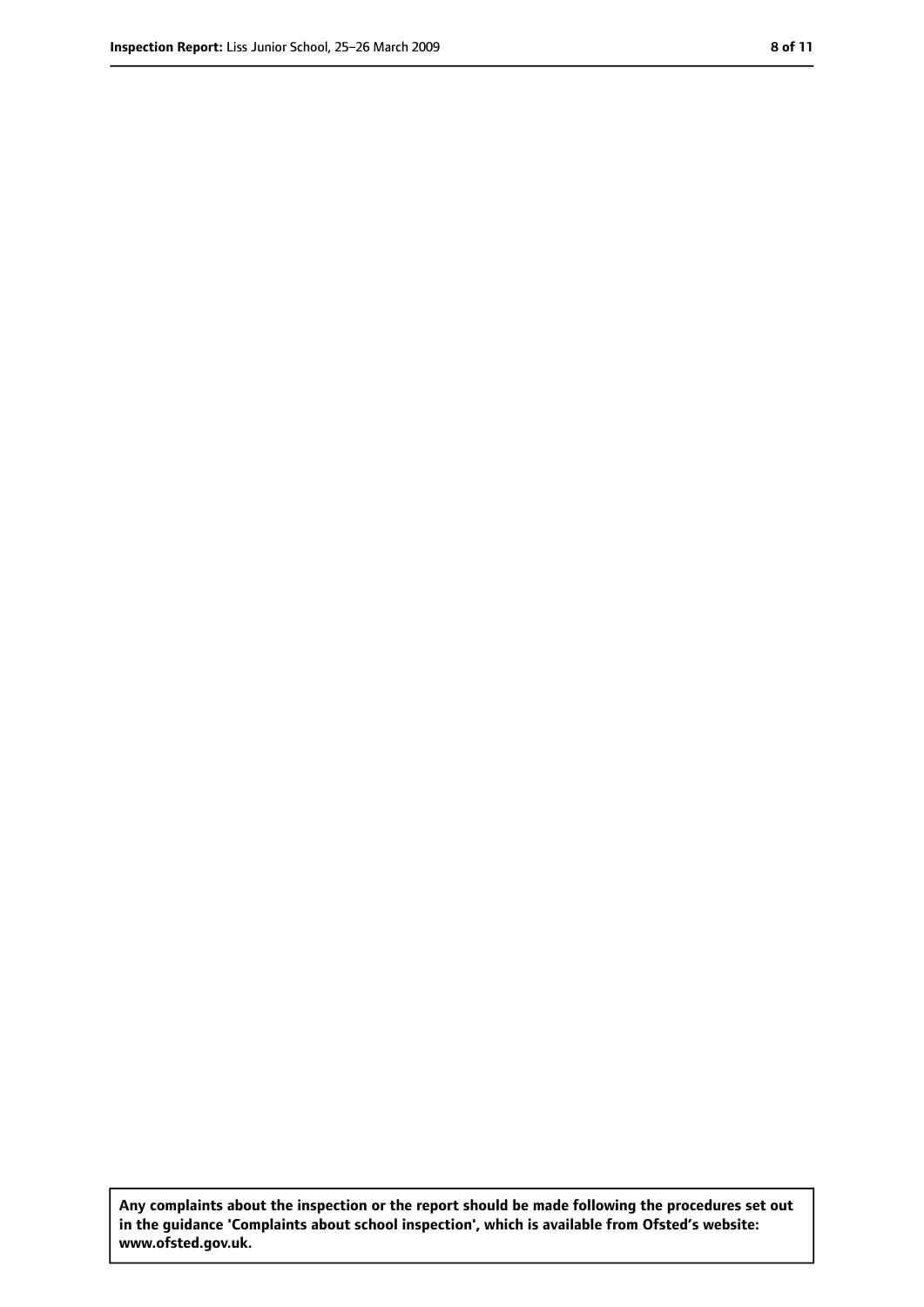**Any complaints about the inspection or the report should be made following the procedures set out in the guidance 'Complaints about school inspection', which is available from Ofsted's website: www.ofsted.gov.uk.**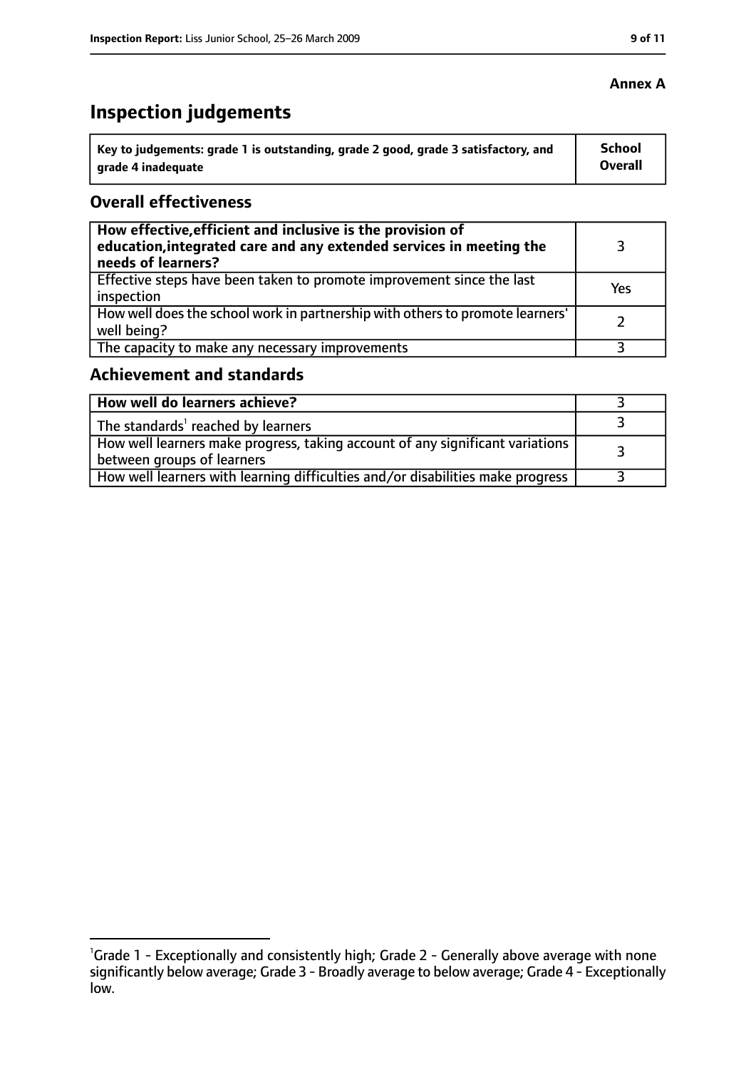**Annex A**

# Inspection judgements

| Key to judgements: grade 1 is outstanding, grade 2 good, grade 3 satisfactory, and grade 4 inadequate | School Overall |
|---|---|

## Overall effectiveness

| | |
|---|---|
| **How effective, efficient and inclusive is the provision of education, integrated care and any extended services in meeting the needs of learners?** | 3 |
| Effective steps have been taken to promote improvement since the last inspection | Yes |
| How well does the school work in partnership with others to promote learners' well being? | 2 |
| The capacity to make any necessary improvements | 3 |

## Achievement and standards

| | |
|---|---|
| **How well do learners achieve?** | 3 |
| The standards[1] reached by learners | 3 |
| How well learners make progress, taking account of any significant variations between groups of learners | 3 |
| How well learners with learning difficulties and/or disabilities make progress | 3 |

[1] Grade 1 - Exceptionally and consistently high; Grade 2 - Generally above average with none significantly below average; Grade 3 - Broadly average to below average; Grade 4 - Exceptionally low.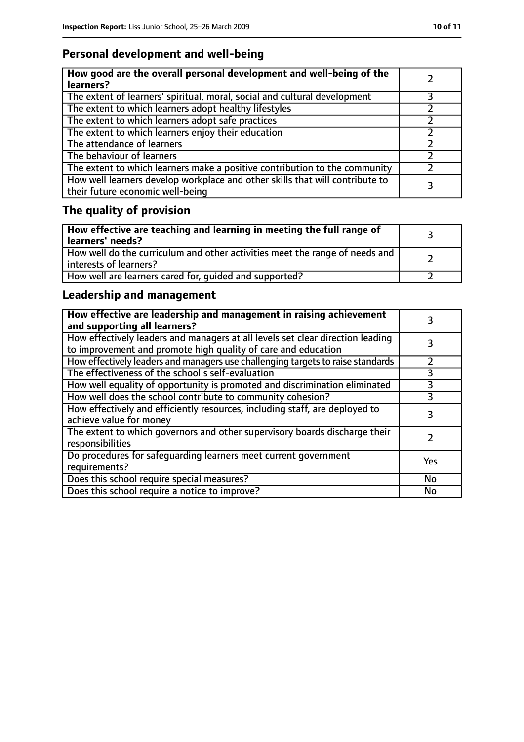## Personal development and well-being

| How good are the overall personal development and well-being of the learners? | 2 |
|---|---|
| The extent of learners' spiritual, moral, social and cultural development | 3 |
| The extent to which learners adopt healthy lifestyles | 2 |
| The extent to which learners adopt safe practices | 2 |
| The extent to which learners enjoy their education | 2 |
| The attendance of learners | 2 |
| The behaviour of learners | 2 |
| The extent to which learners make a positive contribution to the community | 2 |
| How well learners develop workplace and other skills that will contribute to their future economic well-being | 3 |

## The quality of provision

| How effective are teaching and learning in meeting the full range of learners' needs? | 3 |
|---|---|
| How well do the curriculum and other activities meet the range of needs and interests of learners? | 2 |
| How well are learners cared for, guided and supported? | 2 |

## Leadership and management

| How effective are leadership and management in raising achievement and supporting all learners? | 3 |
|---|---|
| How effectively leaders and managers at all levels set clear direction leading to improvement and promote high quality of care and education | 3 |
| How effectively leaders and managers use challenging targets to raise standards | 2 |
| The effectiveness of the school's self-evaluation | 3 |
| How well equality of opportunity is promoted and discrimination eliminated | 3 |
| How well does the school contribute to community cohesion? | 3 |
| How effectively and efficiently resources, including staff, are deployed to achieve value for money | 3 |
| The extent to which governors and other supervisory boards discharge their responsibilities | 2 |
| Do procedures for safeguarding learners meet current government requirements? | Yes |
| Does this school require special measures? | No |
| Does this school require a notice to improve? | No |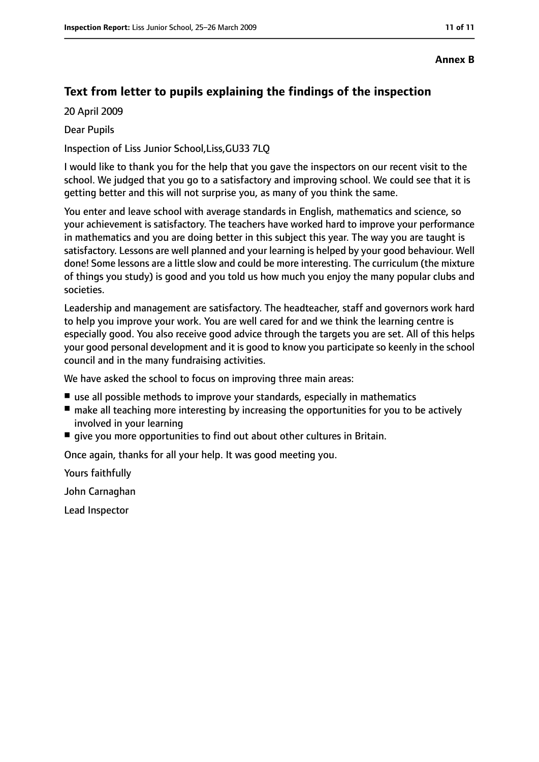**Annex B**

## Text from letter to pupils explaining the findings of the inspection

20 April 2009

Dear Pupils

Inspection of Liss Junior School,Liss,GU33 7LQ

I would like to thank you for the help that you gave the inspectors on our recent visit to the school. We judged that you go to a satisfactory and improving school. We could see that it is getting better and this will not surprise you, as many of you think the same.

You enter and leave school with average standards in English, mathematics and science, so your achievement is satisfactory. The teachers have worked hard to improve your performance in mathematics and you are doing better in this subject this year. The way you are taught is satisfactory. Lessons are well planned and your learning is helped by your good behaviour. Well done! Some lessons are a little slow and could be more interesting. The curriculum (the mixture of things you study) is good and you told us how much you enjoy the many popular clubs and societies.

Leadership and management are satisfactory. The headteacher, staff and governors work hard to help you improve your work. You are well cared for and we think the learning centre is especially good. You also receive good advice through the targets you are set. All of this helps your good personal development and it is good to know you participate so keenly in the school council and in the many fundraising activities.

We have asked the school to focus on improving three main areas:

- use all possible methods to improve your standards, especially in mathematics
- make all teaching more interesting by increasing the opportunities for you to be actively involved in your learning
- give you more opportunities to find out about other cultures in Britain.

Once again, thanks for all your help. It was good meeting you.

Yours faithfully

John Carnaghan

Lead Inspector